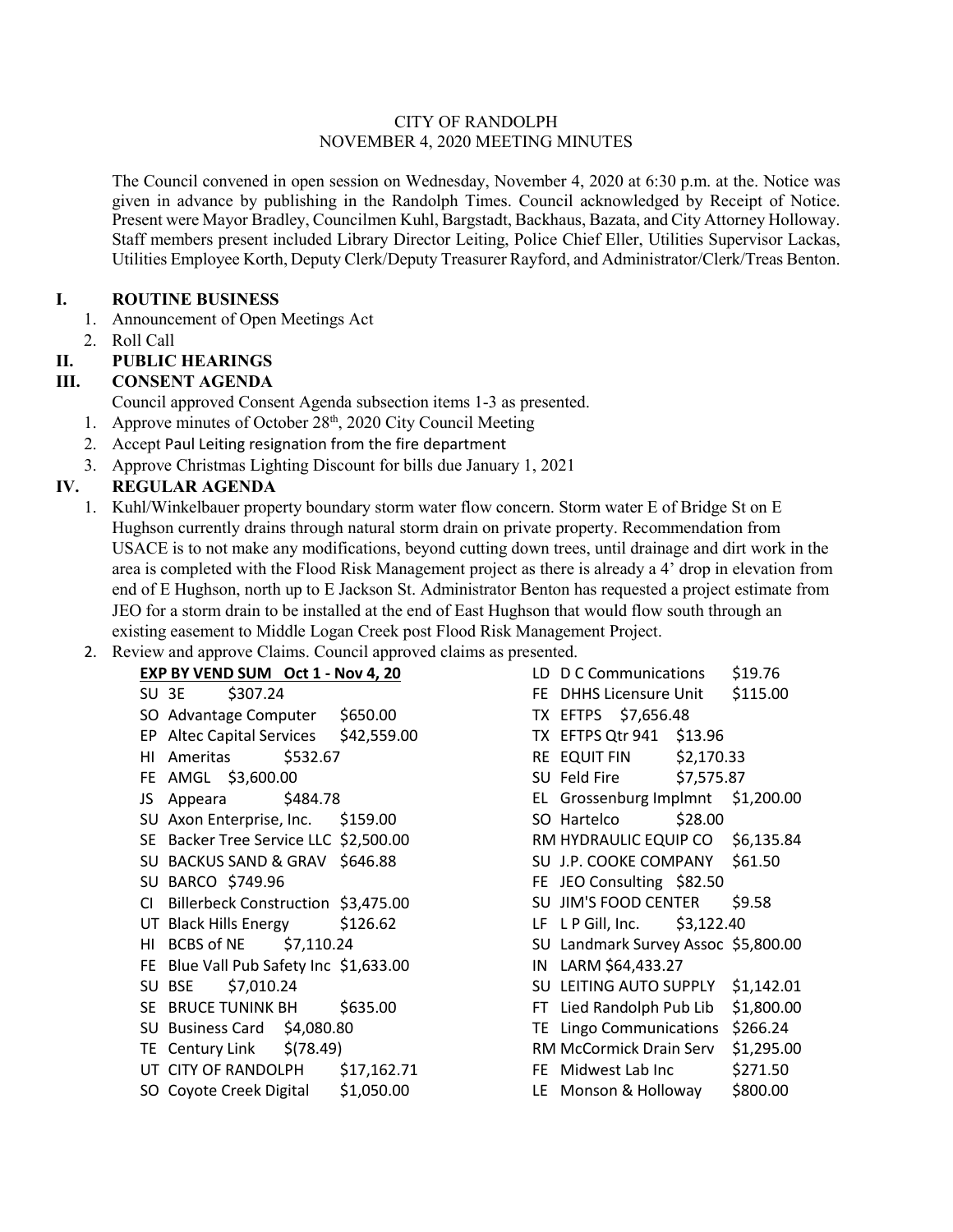CITY OF RANDOLPH
NOVEMBER 4, 2020 MEETING MINUTES

The Council convened in open session on Wednesday, November 4, 2020 at 6:30 p.m. at the. Notice was given in advance by publishing in the Randolph Times. Council acknowledged by Receipt of Notice. Present were Mayor Bradley, Councilmen Kuhl, Bargstadt, Backhaus, Bazata, and City Attorney Holloway. Staff members present included Library Director Leiting, Police Chief Eller, Utilities Supervisor Lackas, Utilities Employee Korth, Deputy Clerk/Deputy Treasurer Rayford, and Administrator/Clerk/Treas Benton.

## I. ROUTINE BUSINESS

1. Announcement of Open Meetings Act
2. Roll Call

## II. PUBLIC HEARINGS

## III. CONSENT AGENDA

Council approved Consent Agenda subsection items 1-3 as presented.

1. Approve minutes of October 28th, 2020 City Council Meeting
2. Accept Paul Leiting resignation from the fire department
3. Approve Christmas Lighting Discount for bills due January 1, 2021

## IV. REGULAR AGENDA

1. Kuhl/Winkelbauer property boundary storm water flow concern. Storm water E of Bridge St on E Hughson currently drains through natural storm drain on private property. Recommendation from USACE is to not make any modifications, beyond cutting down trees, until drainage and dirt work in the area is completed with the Flood Risk Management project as there is already a 4' drop in elevation from end of E Hughson, north up to E Jackson St. Administrator Benton has requested a project estimate from JEO for a storm drain to be installed at the end of East Hughson that would flow south through an existing easement to Middle Logan Creek post Flood Risk Management Project.
2. Review and approve Claims. Council approved claims as presented.

**EXP BY VEND SUM Oct 1 - Nov 4, 20**

| | Vendor | Amount |
|---|---|---|
| SU | 3E | $307.24 |
| SO | Advantage Computer | $650.00 |
| EP | Altec Capital Services | $42,559.00 |
| HI | Ameritas | $532.67 |
| FE | AMGL | $3,600.00 |
| JS | Appeara | $484.78 |
| SU | Axon Enterprise, Inc. | $159.00 |
| SE | Backer Tree Service LLC | $2,500.00 |
| SU | BACKUS SAND & GRAV | $646.88 |
| SU | BARCO | $749.96 |
| CI | Billerbeck Construction | $3,475.00 |
| UT | Black Hills Energy | $126.62 |
| HI | BCBS of NE | $7,110.24 |
| FE | Blue Vall Pub Safety Inc | $1,633.00 |
| SU | BSE | $7,010.24 |
| SE | BRUCE TUNINK BH | $635.00 |
| SU | Business Card | $4,080.80 |
| TE | Century Link | $(78.49) |
| UT | CITY OF RANDOLPH | $17,162.71 |
| SO | Coyote Creek Digital | $1,050.00 |
| LD | D C Communications | $19.76 |
| FE | DHHS Licensure Unit | $115.00 |
| TX | EFTPS | $7,656.48 |
| TX | EFTPS Qtr 941 | $13.96 |
| RE | EQUIT FIN | $2,170.33 |
| SU | Feld Fire | $7,575.87 |
| EL | Grossenburg Implmnt | $1,200.00 |
| SO | Hartelco | $28.00 |
| RM | HYDRAULIC EQUIP CO | $6,135.84 |
| SU | J.P. COOKE COMPANY | $61.50 |
| FE | JEO Consulting | $82.50 |
| SU | JIM'S FOOD CENTER | $9.58 |
| LF | L P Gill, Inc. | $3,122.40 |
| SU | Landmark Survey Assoc | $5,800.00 |
| IN | LARM | $64,433.27 |
| SU | LEITING AUTO SUPPLY | $1,142.01 |
| FT | Lied Randolph Pub Lib | $1,800.00 |
| TE | Lingo Communications | $266.24 |
| RM | McCormick Drain Serv | $1,295.00 |
| FE | Midwest Lab Inc | $271.50 |
| LE | Monson & Holloway | $800.00 |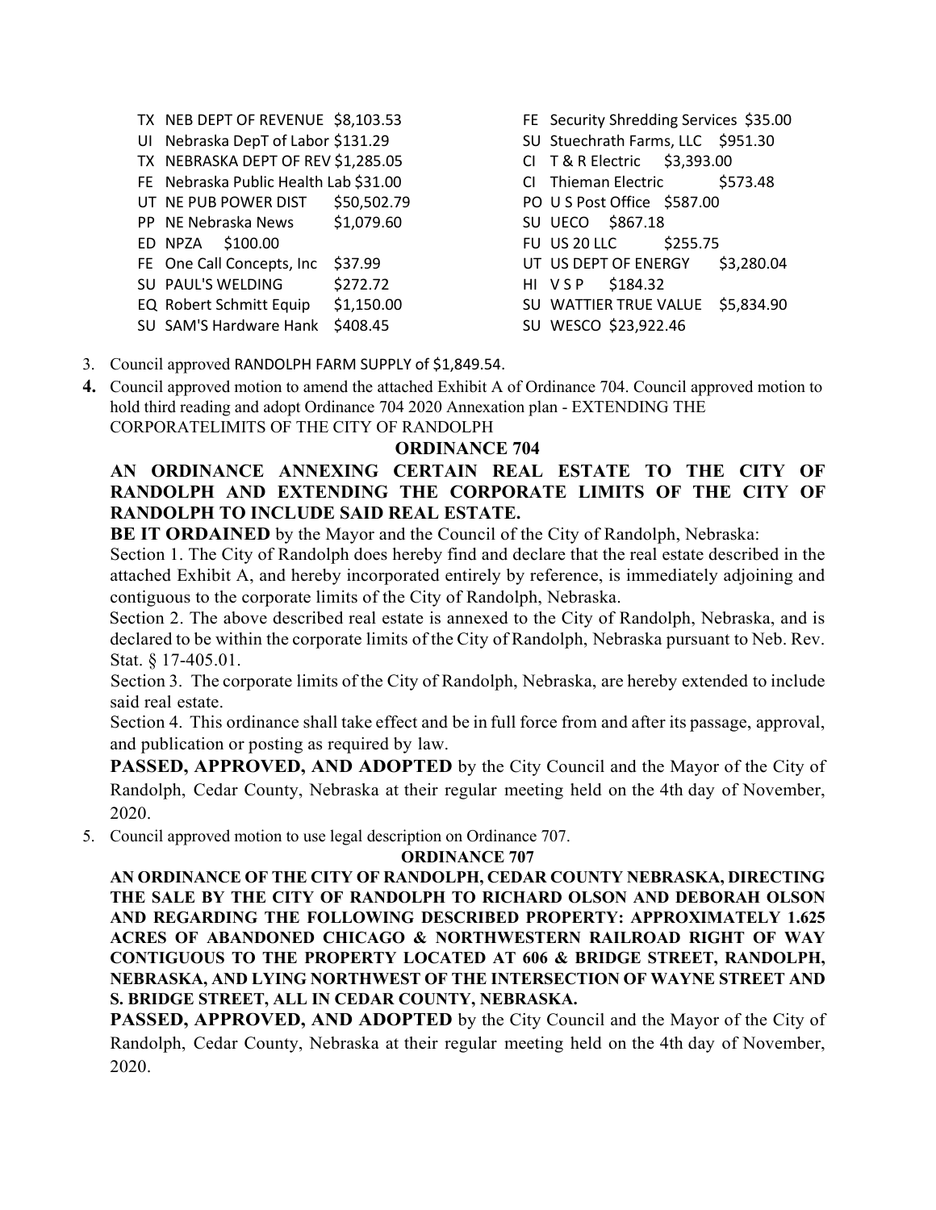TX NEB DEPT OF REVENUE $8,103.53
UI Nebraska DepT of Labor $131.29
TX NEBRASKA DEPT OF REV $1,285.05
FE Nebraska Public Health Lab $31.00
UT NE PUB POWER DIST $50,502.79
PP NE Nebraska News $1,079.60
ED NPZA $100.00
FE One Call Concepts, Inc $37.99
SU PAUL'S WELDING $272.72
EQ Robert Schmitt Equip $1,150.00
SU SAM'S Hardware Hank $408.45
FE Security Shredding Services $35.00
SU Stuechrath Farms, LLC $951.30
CI T & R Electric $3,393.00
CI Thieman Electric $573.48
PO U S Post Office $587.00
SU UECO $867.18
FU US 20 LLC $255.75
UT US DEPT OF ENERGY $3,280.04
HI V S P $184.32
SU WATTIER TRUE VALUE $5,834.90
SU WESCO $23,922.46

3. Council approved RANDOLPH FARM SUPPLY of $1,849.54.
4. Council approved motion to amend the attached Exhibit A of Ordinance 704. Council approved motion to hold third reading and adopt Ordinance 704 2020 Annexation plan - EXTENDING THE CORPORATELIMITS OF THE CITY OF RANDOLPH

**ORDINANCE 704**

**AN ORDINANCE ANNEXING CERTAIN REAL ESTATE TO THE CITY OF RANDOLPH AND EXTENDING THE CORPORATE LIMITS OF THE CITY OF RANDOLPH TO INCLUDE SAID REAL ESTATE.**

**BE IT ORDAINED** by the Mayor and the Council of the City of Randolph, Nebraska:

Section 1. The City of Randolph does hereby find and declare that the real estate described in the attached Exhibit A, and hereby incorporated entirely by reference, is immediately adjoining and contiguous to the corporate limits of the City of Randolph, Nebraska.

Section 2. The above described real estate is annexed to the City of Randolph, Nebraska, and is declared to be within the corporate limits of the City of Randolph, Nebraska pursuant to Neb. Rev. Stat. § 17-405.01.

Section 3. The corporate limits of the City of Randolph, Nebraska, are hereby extended to include said real estate.

Section 4. This ordinance shall take effect and be in full force from and after its passage, approval, and publication or posting as required by law.

**PASSED, APPROVED, AND ADOPTED** by the City Council and the Mayor of the City of Randolph, Cedar County, Nebraska at their regular meeting held on the 4th day of November, 2020.

5. Council approved motion to use legal description on Ordinance 707.

**ORDINANCE 707**

**AN ORDINANCE OF THE CITY OF RANDOLPH, CEDAR COUNTY NEBRASKA, DIRECTING THE SALE BY THE CITY OF RANDOLPH TO RICHARD OLSON AND DEBORAH OLSON AND REGARDING THE FOLLOWING DESCRIBED PROPERTY: APPROXIMATELY 1.625 ACRES OF ABANDONED CHICAGO & NORTHWESTERN RAILROAD RIGHT OF WAY CONTIGUOUS TO THE PROPERTY LOCATED AT 606 & BRIDGE STREET, RANDOLPH, NEBRASKA, AND LYING NORTHWEST OF THE INTERSECTION OF WAYNE STREET AND S. BRIDGE STREET, ALL IN CEDAR COUNTY, NEBRASKA.**

**PASSED, APPROVED, AND ADOPTED** by the City Council and the Mayor of the City of Randolph, Cedar County, Nebraska at their regular meeting held on the 4th day of November, 2020.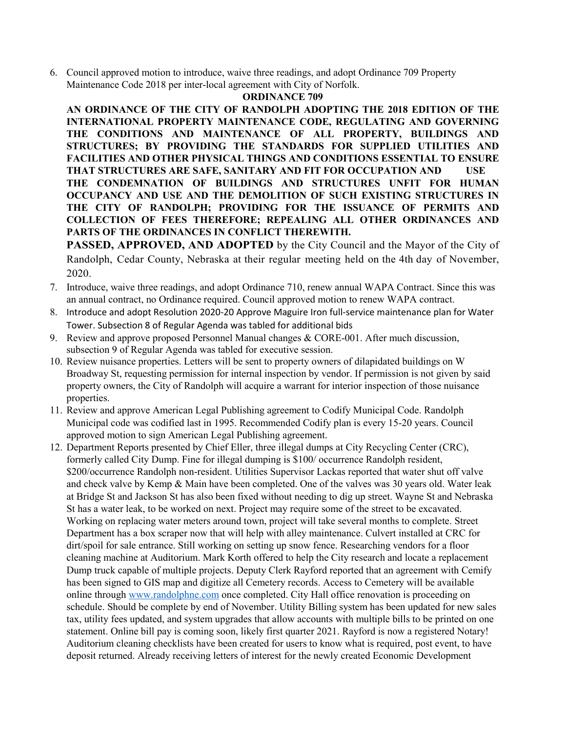6. Council approved motion to introduce, waive three readings, and adopt Ordinance 709 Property Maintenance Code 2018 per inter-local agreement with City of Norfolk.

   **ORDINANCE 709**

   **AN ORDINANCE OF THE CITY OF RANDOLPH ADOPTING THE 2018 EDITION OF THE INTERNATIONAL PROPERTY MAINTENANCE CODE, REGULATING AND GOVERNING THE CONDITIONS AND MAINTENANCE OF ALL PROPERTY, BUILDINGS AND STRUCTURES; BY PROVIDING THE STANDARDS FOR SUPPLIED UTILITIES AND FACILITIES AND OTHER PHYSICAL THINGS AND CONDITIONS ESSENTIAL TO ENSURE THAT STRUCTURES ARE SAFE, SANITARY AND FIT FOR OCCUPATION AND USE THE CONDEMNATION OF BUILDINGS AND STRUCTURES UNFIT FOR HUMAN OCCUPANCY AND USE AND THE DEMOLITION OF SUCH EXISTING STRUCTURES IN THE CITY OF RANDOLPH; PROVIDING FOR THE ISSUANCE OF PERMITS AND COLLECTION OF FEES THEREFORE; REPEALING ALL OTHER ORDINANCES AND PARTS OF THE ORDINANCES IN CONFLICT THEREWITH.**

   **PASSED, APPROVED, AND ADOPTED** by the City Council and the Mayor of the City of Randolph, Cedar County, Nebraska at their regular meeting held on the 4th day of November, 2020.

7. Introduce, waive three readings, and adopt Ordinance 710, renew annual WAPA Contract. Since this was an annual contract, no Ordinance required. Council approved motion to renew WAPA contract.
8. Introduce and adopt Resolution 2020-20 Approve Maguire Iron full-service maintenance plan for Water Tower. Subsection 8 of Regular Agenda was tabled for additional bids
9. Review and approve proposed Personnel Manual changes & CORE-001. After much discussion, subsection 9 of Regular Agenda was tabled for executive session.
10. Review nuisance properties. Letters will be sent to property owners of dilapidated buildings on W Broadway St, requesting permission for internal inspection by vendor. If permission is not given by said property owners, the City of Randolph will acquire a warrant for interior inspection of those nuisance properties.
11. Review and approve American Legal Publishing agreement to Codify Municipal Code. Randolph Municipal code was codified last in 1995. Recommended Codify plan is every 15-20 years. Council approved motion to sign American Legal Publishing agreement.
12. Department Reports presented by Chief Eller, three illegal dumps at City Recycling Center (CRC), formerly called City Dump. Fine for illegal dumping is $100/ occurrence Randolph resident, $200/occurrence Randolph non-resident. Utilities Supervisor Lackas reported that water shut off valve and check valve by Kemp & Main have been completed. One of the valves was 30 years old. Water leak at Bridge St and Jackson St has also been fixed without needing to dig up street. Wayne St and Nebraska St has a water leak, to be worked on next. Project may require some of the street to be excavated. Working on replacing water meters around town, project will take several months to complete. Street Department has a box scraper now that will help with alley maintenance. Culvert installed at CRC for dirt/spoil for sale entrance. Still working on setting up snow fence. Researching vendors for a floor cleaning machine at Auditorium. Mark Korth offered to help the City research and locate a replacement Dump truck capable of multiple projects. Deputy Clerk Rayford reported that an agreement with Cemify has been signed to GIS map and digitize all Cemetery records. Access to Cemetery will be available online through [www.randolphne.com](http://www.randolphne.com) once completed. City Hall office renovation is proceeding on schedule. Should be complete by end of November. Utility Billing system has been updated for new sales tax, utility fees updated, and system upgrades that allow accounts with multiple bills to be printed on one statement. Online bill pay is coming soon, likely first quarter 2021. Rayford is now a registered Notary! Auditorium cleaning checklists have been created for users to know what is required, post event, to have deposit returned. Already receiving letters of interest for the newly created Economic Development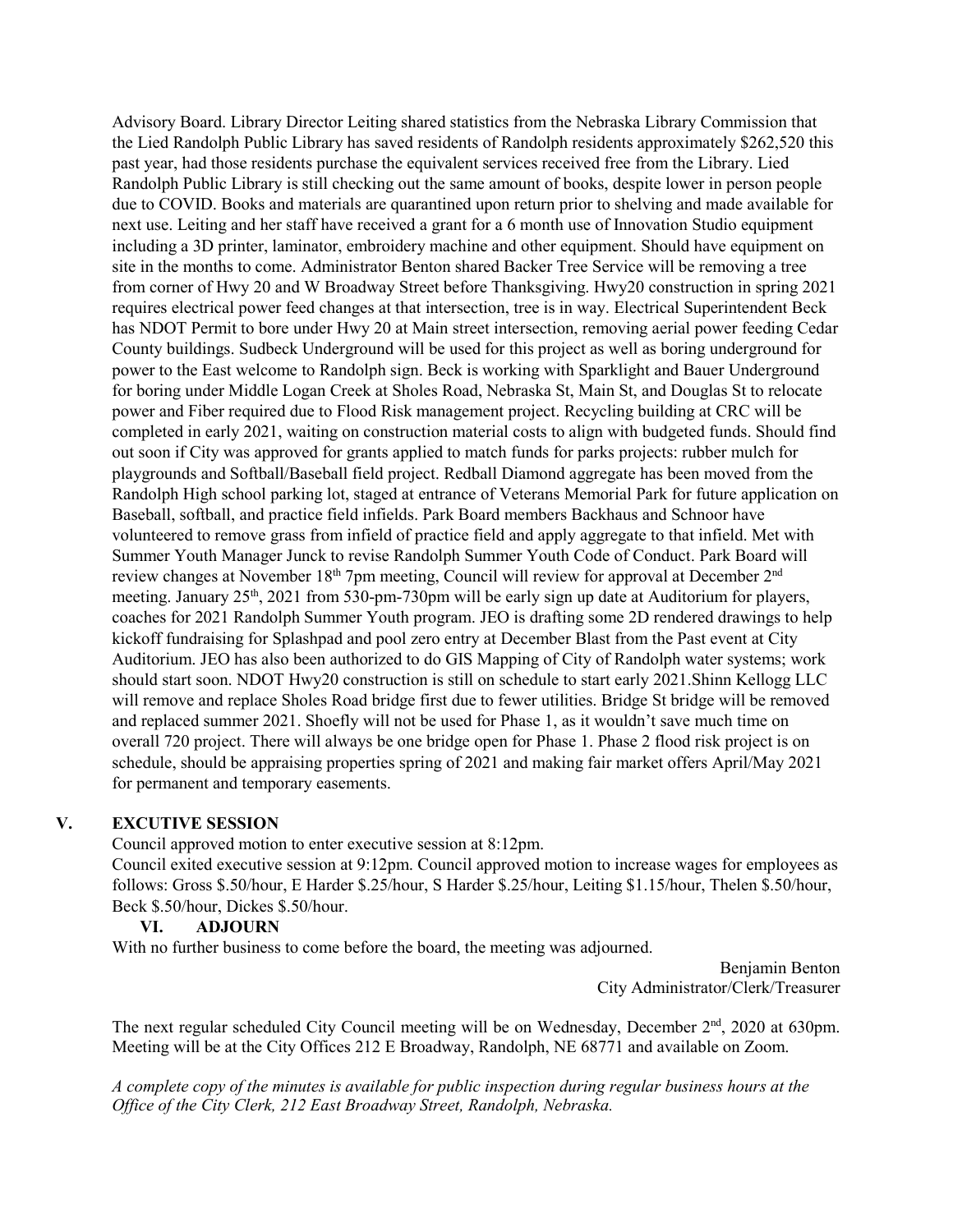Advisory Board. Library Director Leiting shared statistics from the Nebraska Library Commission that the Lied Randolph Public Library has saved residents of Randolph residents approximately $262,520 this past year, had those residents purchase the equivalent services received free from the Library. Lied Randolph Public Library is still checking out the same amount of books, despite lower in person people due to COVID. Books and materials are quarantined upon return prior to shelving and made available for next use. Leiting and her staff have received a grant for a 6 month use of Innovation Studio equipment including a 3D printer, laminator, embroidery machine and other equipment. Should have equipment on site in the months to come. Administrator Benton shared Backer Tree Service will be removing a tree from corner of Hwy 20 and W Broadway Street before Thanksgiving. Hwy20 construction in spring 2021 requires electrical power feed changes at that intersection, tree is in way. Electrical Superintendent Beck has NDOT Permit to bore under Hwy 20 at Main street intersection, removing aerial power feeding Cedar County buildings. Sudbeck Underground will be used for this project as well as boring underground for power to the East welcome to Randolph sign. Beck is working with Sparklight and Bauer Underground for boring under Middle Logan Creek at Sholes Road, Nebraska St, Main St, and Douglas St to relocate power and Fiber required due to Flood Risk management project. Recycling building at CRC will be completed in early 2021, waiting on construction material costs to align with budgeted funds. Should find out soon if City was approved for grants applied to match funds for parks projects: rubber mulch for playgrounds and Softball/Baseball field project. Redball Diamond aggregate has been moved from the Randolph High school parking lot, staged at entrance of Veterans Memorial Park for future application on Baseball, softball, and practice field infields. Park Board members Backhaus and Schnoor have volunteered to remove grass from infield of practice field and apply aggregate to that infield. Met with Summer Youth Manager Junck to revise Randolph Summer Youth Code of Conduct. Park Board will review changes at November 18th 7pm meeting, Council will review for approval at December 2nd meeting. January 25th, 2021 from 530-pm-730pm will be early sign up date at Auditorium for players, coaches for 2021 Randolph Summer Youth program. JEO is drafting some 2D rendered drawings to help kickoff fundraising for Splashpad and pool zero entry at December Blast from the Past event at City Auditorium. JEO has also been authorized to do GIS Mapping of City of Randolph water systems; work should start soon. NDOT Hwy20 construction is still on schedule to start early 2021.Shinn Kellogg LLC will remove and replace Sholes Road bridge first due to fewer utilities. Bridge St bridge will be removed and replaced summer 2021. Shoefly will not be used for Phase 1, as it wouldn't save much time on overall 720 project. There will always be one bridge open for Phase 1. Phase 2 flood risk project is on schedule, should be appraising properties spring of 2021 and making fair market offers April/May 2021 for permanent and temporary easements.

## V. EXCUTIVE SESSION

Council approved motion to enter executive session at 8:12pm.

Council exited executive session at 9:12pm. Council approved motion to increase wages for employees as follows: Gross $.50/hour, E Harder $.25/hour, S Harder $.25/hour, Leiting $1.15/hour, Thelen $.50/hour, Beck $.50/hour, Dickes $.50/hour.

## VI. ADJOURN

With no further business to come before the board, the meeting was adjourned.

Benjamin Benton
City Administrator/Clerk/Treasurer

The next regular scheduled City Council meeting will be on Wednesday, December 2nd, 2020 at 630pm. Meeting will be at the City Offices 212 E Broadway, Randolph, NE 68771 and available on Zoom.

*A complete copy of the minutes is available for public inspection during regular business hours at the Office of the City Clerk, 212 East Broadway Street, Randolph, Nebraska.*